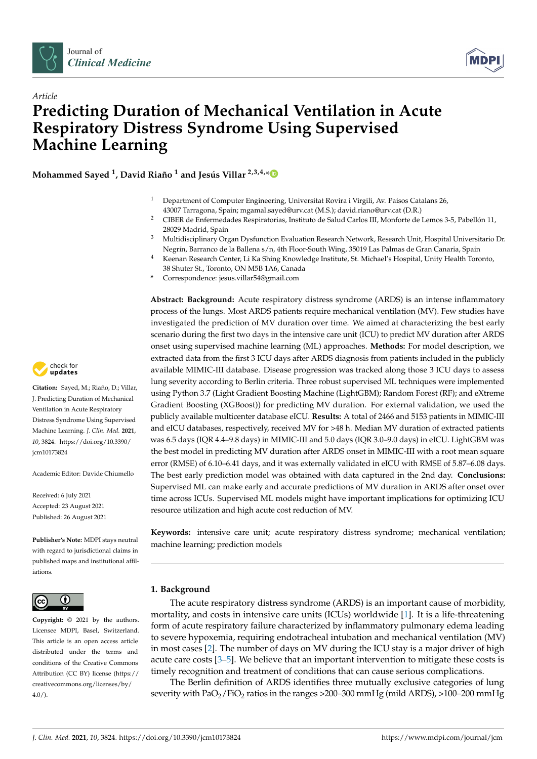*Article*

# Predicting Duration of Mechanical Ventilation in Acute Respiratory Distress Syndrome Using Supervised Machine Learning

**Mohammed Sayed [1], David Riaño [1] and Jesús Villar [2,3,4,*]**

[1] Department of Computer Engineering, Universitat Rovira i Virgili, Av. Paisos Catalans 26, 43007 Tarragona, Spain; mgamal.sayed@urv.cat (M.S.); david.riano@urv.cat (D.R.)

[2] CIBER de Enfermedades Respiratorias, Instituto de Salud Carlos III, Monforte de Lemos 3-5, Pabellón 11, 28029 Madrid, Spain

[3] Multidisciplinary Organ Dysfunction Evaluation Research Network, Research Unit, Hospital Universitario Dr. Negrín, Barranco de la Ballena s/n, 4th Floor-South Wing, 35019 Las Palmas de Gran Canaria, Spain

[4] Keenan Research Center, Li Ka Shing Knowledge Institute, St. Michael's Hospital, Unity Health Toronto, 38 Shuter St., Toronto, ON M5B 1A6, Canada

\* Correspondence: jesus.villar54@gmail.com

**Citation:** Sayed, M.; Riaño, D.; Villar, J. Predicting Duration of Mechanical Ventilation in Acute Respiratory Distress Syndrome Using Supervised Machine Learning. *J. Clin. Med.* **2021**, *10*, 3824. https://doi.org/10.3390/jcm10173824

Academic Editor: Davide Chiumello

Received: 6 July 2021
Accepted: 23 August 2021
Published: 26 August 2021

**Publisher's Note:** MDPI stays neutral with regard to jurisdictional claims in published maps and institutional affiliations.

**Copyright:** © 2021 by the authors. Licensee MDPI, Basel, Switzerland. This article is an open access article distributed under the terms and conditions of the Creative Commons Attribution (CC BY) license (https://creativecommons.org/licenses/by/4.0/).

**Abstract: Background:** Acute respiratory distress syndrome (ARDS) is an intense inflammatory process of the lungs. Most ARDS patients require mechanical ventilation (MV). Few studies have investigated the prediction of MV duration over time. We aimed at characterizing the best early scenario during the first two days in the intensive care unit (ICU) to predict MV duration after ARDS onset using supervised machine learning (ML) approaches. **Methods:** For model description, we extracted data from the first 3 ICU days after ARDS diagnosis from patients included in the publicly available MIMIC-III database. Disease progression was tracked along those 3 ICU days to assess lung severity according to Berlin criteria. Three robust supervised ML techniques were implemented using Python 3.7 (Light Gradient Boosting Machine (LightGBM); Random Forest (RF); and eXtreme Gradient Boosting (XGBoost)) for predicting MV duration. For external validation, we used the publicly available multicenter database eICU. **Results:** A total of 2466 and 5153 patients in MIMIC-III and eICU databases, respectively, received MV for >48 h. Median MV duration of extracted patients was 6.5 days (IQR 4.4–9.8 days) in MIMIC-III and 5.0 days (IQR 3.0–9.0 days) in eICU. LightGBM was the best model in predicting MV duration after ARDS onset in MIMIC-III with a root mean square error (RMSE) of 6.10–6.41 days, and it was externally validated in eICU with RMSE of 5.87–6.08 days. The best early prediction model was obtained with data captured in the 2nd day. **Conclusions:** Supervised ML can make early and accurate predictions of MV duration in ARDS after onset over time across ICUs. Supervised ML models might have important implications for optimizing ICU resource utilization and high acute cost reduction of MV.

**Keywords:** intensive care unit; acute respiratory distress syndrome; mechanical ventilation; machine learning; prediction models

## 1. Background

The acute respiratory distress syndrome (ARDS) is an important cause of morbidity, mortality, and costs in intensive care units (ICUs) worldwide [1]. It is a life-threatening form of acute respiratory failure characterized by inflammatory pulmonary edema leading to severe hypoxemia, requiring endotracheal intubation and mechanical ventilation (MV) in most cases [2]. The number of days on MV during the ICU stay is a major driver of high acute care costs [3–5]. We believe that an important intervention to mitigate these costs is timely recognition and treatment of conditions that can cause serious complications.

The Berlin definition of ARDS identifies three mutually exclusive categories of lung severity with $PaO_2/FiO_2$ ratios in the ranges >200–300 mmHg (mild ARDS), >100–200 mmHg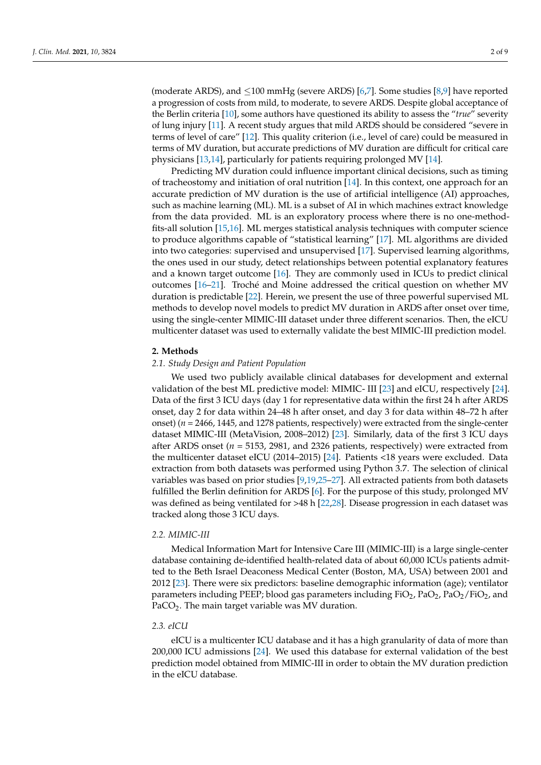(moderate ARDS), and ≤100 mmHg (severe ARDS) [6,7]. Some studies [8,9] have reported a progression of costs from mild, to moderate, to severe ARDS. Despite global acceptance of the Berlin criteria [10], some authors have questioned its ability to assess the "*true*" severity of lung injury [11]. A recent study argues that mild ARDS should be considered "severe in terms of level of care" [12]. This quality criterion (i.e., level of care) could be measured in terms of MV duration, but accurate predictions of MV duration are difficult for critical care physicians [13,14], particularly for patients requiring prolonged MV [14].

Predicting MV duration could influence important clinical decisions, such as timing of tracheostomy and initiation of oral nutrition [14]. In this context, one approach for an accurate prediction of MV duration is the use of artificial intelligence (AI) approaches, such as machine learning (ML). ML is a subset of AI in which machines extract knowledge from the data provided. ML is an exploratory process where there is no one-method-fits-all solution [15,16]. ML merges statistical analysis techniques with computer science to produce algorithms capable of "statistical learning" [17]. ML algorithms are divided into two categories: supervised and unsupervised [17]. Supervised learning algorithms, the ones used in our study, detect relationships between potential explanatory features and a known target outcome [16]. They are commonly used in ICUs to predict clinical outcomes [16–21]. Troché and Moine addressed the critical question on whether MV duration is predictable [22]. Herein, we present the use of three powerful supervised ML methods to develop novel models to predict MV duration in ARDS after onset over time, using the single-center MIMIC-III dataset under three different scenarios. Then, the eICU multicenter dataset was used to externally validate the best MIMIC-III prediction model.

## 2. Methods

### *2.1. Study Design and Patient Population*

We used two publicly available clinical databases for development and external validation of the best ML predictive model: MIMIC- III [23] and eICU, respectively [24]. Data of the first 3 ICU days (day 1 for representative data within the first 24 h after ARDS onset, day 2 for data within 24–48 h after onset, and day 3 for data within 48–72 h after onset) ($n$ = 2466, 1445, and 1278 patients, respectively) were extracted from the single-center dataset MIMIC-III (MetaVision, 2008–2012) [23]. Similarly, data of the first 3 ICU days after ARDS onset ($n$ = 5153, 2981, and 2326 patients, respectively) were extracted from the multicenter dataset eICU (2014–2015) [24]. Patients <18 years were excluded. Data extraction from both datasets was performed using Python 3.7. The selection of clinical variables was based on prior studies [9,19,25–27]. All extracted patients from both datasets fulfilled the Berlin definition for ARDS [6]. For the purpose of this study, prolonged MV was defined as being ventilated for >48 h [22,28]. Disease progression in each dataset was tracked along those 3 ICU days.

### *2.2. MIMIC-III*

Medical Information Mart for Intensive Care III (MIMIC-III) is a large single-center database containing de-identified health-related data of about 60,000 ICUs patients admitted to the Beth Israel Deaconess Medical Center (Boston, MA, USA) between 2001 and 2012 [23]. There were six predictors: baseline demographic information (age); ventilator parameters including PEEP; blood gas parameters including $FiO_2$, $PaO_2$, $PaO_2/FiO_2$, and $PaCO_2$. The main target variable was MV duration.

### *2.3. eICU*

eICU is a multicenter ICU database and it has a high granularity of data of more than 200,000 ICU admissions [24]. We used this database for external validation of the best prediction model obtained from MIMIC-III in order to obtain the MV duration prediction in the eICU database.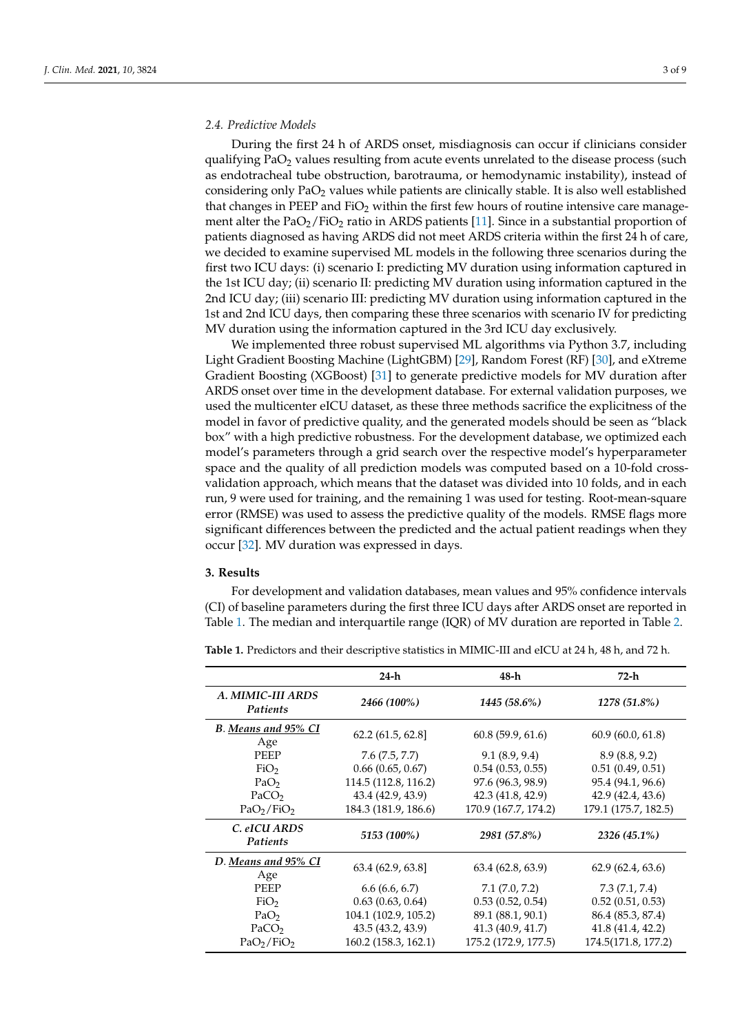### 2.4. Predictive Models

During the first 24 h of ARDS onset, misdiagnosis can occur if clinicians consider qualifying $PaO_2$ values resulting from acute events unrelated to the disease process (such as endotracheal tube obstruction, barotrauma, or hemodynamic instability), instead of considering only $PaO_2$ values while patients are clinically stable. It is also well established that changes in PEEP and $FiO_2$ within the first few hours of routine intensive care management alter the $PaO_2/FiO_2$ ratio in ARDS patients [11]. Since in a substantial proportion of patients diagnosed as having ARDS did not meet ARDS criteria within the first 24 h of care, we decided to examine supervised ML models in the following three scenarios during the first two ICU days: (i) scenario I: predicting MV duration using information captured in the 1st ICU day; (ii) scenario II: predicting MV duration using information captured in the 2nd ICU day; (iii) scenario III: predicting MV duration using information captured in the 1st and 2nd ICU days, then comparing these three scenarios with scenario IV for predicting MV duration using the information captured in the 3rd ICU day exclusively.

We implemented three robust supervised ML algorithms via Python 3.7, including Light Gradient Boosting Machine (LightGBM) [29], Random Forest (RF) [30], and eXtreme Gradient Boosting (XGBoost) [31] to generate predictive models for MV duration after ARDS onset over time in the development database. For external validation purposes, we used the multicenter eICU dataset, as these three methods sacrifice the explicitness of the model in favor of predictive quality, and the generated models should be seen as "black box" with a high predictive robustness. For the development database, we optimized each model's parameters through a grid search over the respective model's hyperparameter space and the quality of all prediction models was computed based on a 10-fold cross-validation approach, which means that the dataset was divided into 10 folds, and in each run, 9 were used for training, and the remaining 1 was used for testing. Root-mean-square error (RMSE) was used to assess the predictive quality of the models. RMSE flags more significant differences between the predicted and the actual patient readings when they occur [32]. MV duration was expressed in days.

## 3. Results

For development and validation databases, mean values and 95% confidence intervals (CI) of baseline parameters during the first three ICU days after ARDS onset are reported in Table 1. The median and interquartile range (IQR) of MV duration are reported in Table 2.

**Table 1.** Predictors and their descriptive statistics in MIMIC-III and eICU at 24 h, 48 h, and 72 h.

| | 24-h | 48-h | 72-h |
|---|---|---|---|
| *A. MIMIC-III ARDS Patients* | *2466 (100%)* | *1445 (58.6%)* | *1278 (51.8%)* |
| *B. Means and 95% CI* | | | |
| Age | 62.2 (61.5, 62.8] | 60.8 (59.9, 61.6) | 60.9 (60.0, 61.8) |
| PEEP | 7.6 (7.5, 7.7) | 9.1 (8.9, 9.4) | 8.9 (8.8, 9.2) |
| $FiO_2$ | 0.66 (0.65, 0.67) | 0.54 (0.53, 0.55) | 0.51 (0.49, 0.51) |
| $PaO_2$ | 114.5 (112.8, 116.2) | 97.6 (96.3, 98.9) | 95.4 (94.1, 96.6) |
| $PaCO_2$ | 43.4 (42.9, 43.9) | 42.3 (41.8, 42.9) | 42.9 (42.4, 43.6) |
| $PaO_2/FiO_2$ | 184.3 (181.9, 186.6) | 170.9 (167.7, 174.2) | 179.1 (175.7, 182.5) |
| *C. eICU ARDS Patients* | *5153 (100%)* | *2981 (57.8%)* | *2326 (45.1%)* |
| *D. Means and 95% CI* | | | |
| Age | 63.4 (62.9, 63.8] | 63.4 (62.8, 63.9) | 62.9 (62.4, 63.6) |
| PEEP | 6.6 (6.6, 6.7) | 7.1 (7.0, 7.2) | 7.3 (7.1, 7.4) |
| $FiO_2$ | 0.63 (0.63, 0.64) | 0.53 (0.52, 0.54) | 0.52 (0.51, 0.53) |
| $PaO_2$ | 104.1 (102.9, 105.2) | 89.1 (88.1, 90.1) | 86.4 (85.3, 87.4) |
| $PaCO_2$ | 43.5 (43.2, 43.9) | 41.3 (40.9, 41.7) | 41.8 (41.4, 42.2) |
| $PaO_2/FiO_2$ | 160.2 (158.3, 162.1) | 175.2 (172.9, 177.5) | 174.5(171.8, 177.2) |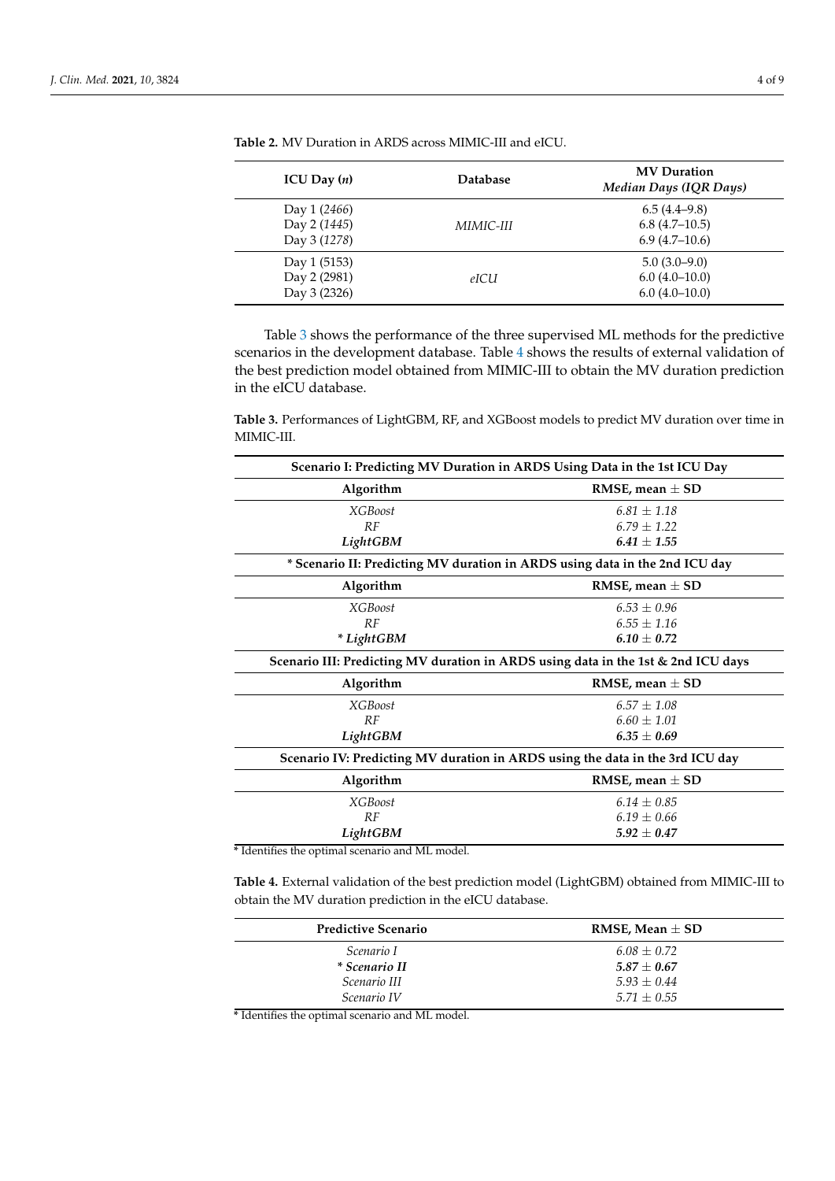**Table 2.** MV Duration in ARDS across MIMIC-III and eICU.

| ICU Day (*n*) | Database | MV Duration *Median Days (IQR Days)* |
|---|---|---|
| Day 1 (*2466*) | *MIMIC-III* | 6.5 (4.4–9.8) |
| Day 2 (*1445*) | | 6.8 (4.7–10.5) |
| Day 3 (*1278*) | | 6.9 (4.7–10.6) |
| Day 1 (5153) | *eICU* | 5.0 (3.0–9.0) |
| Day 2 (2981) | | 6.0 (4.0–10.0) |
| Day 3 (2326) | | 6.0 (4.0–10.0) |

Table 3 shows the performance of the three supervised ML methods for the predictive scenarios in the development database. Table 4 shows the results of external validation of the best prediction model obtained from MIMIC-III to obtain the MV duration prediction in the eICU database.

**Table 3.** Performances of LightGBM, RF, and XGBoost models to predict MV duration over time in MIMIC-III.

| Algorithm | RMSE, mean ± SD |
|---|---|
| **Scenario I: Predicting MV Duration in ARDS Using Data in the 1st ICU Day** | |
| *XGBoost* | *6.81 ± 1.18* |
| *RF* | *6.79 ± 1.22* |
| ***LightGBM*** | ***6.41 ± 1.55*** |
| **\* Scenario II: Predicting MV duration in ARDS using data in the 2nd ICU day** | |
| *XGBoost* | *6.53 ± 0.96* |
| *RF* | *6.55 ± 1.16* |
| ***\* LightGBM*** | ***6.10 ± 0.72*** |
| **Scenario III: Predicting MV duration in ARDS using data in the 1st & 2nd ICU days** | |
| *XGBoost* | *6.57 ± 1.08* |
| *RF* | *6.60 ± 1.01* |
| ***LightGBM*** | ***6.35 ± 0.69*** |
| **Scenario IV: Predicting MV duration in ARDS using the data in the 3rd ICU day** | |
| *XGBoost* | *6.14 ± 0.85* |
| *RF* | *6.19 ± 0.66* |
| ***LightGBM*** | ***5.92 ± 0.47*** |

\* Identifies the optimal scenario and ML model.

**Table 4.** External validation of the best prediction model (LightGBM) obtained from MIMIC-III to obtain the MV duration prediction in the eICU database.

| Predictive Scenario | RMSE, Mean ± SD |
|---|---|
| *Scenario I* | *6.08 ± 0.72* |
| ***\* Scenario II*** | ***5.87 ± 0.67*** |
| *Scenario III* | *5.93 ± 0.44* |
| *Scenario IV* | *5.71 ± 0.55* |

\* Identifies the optimal scenario and ML model.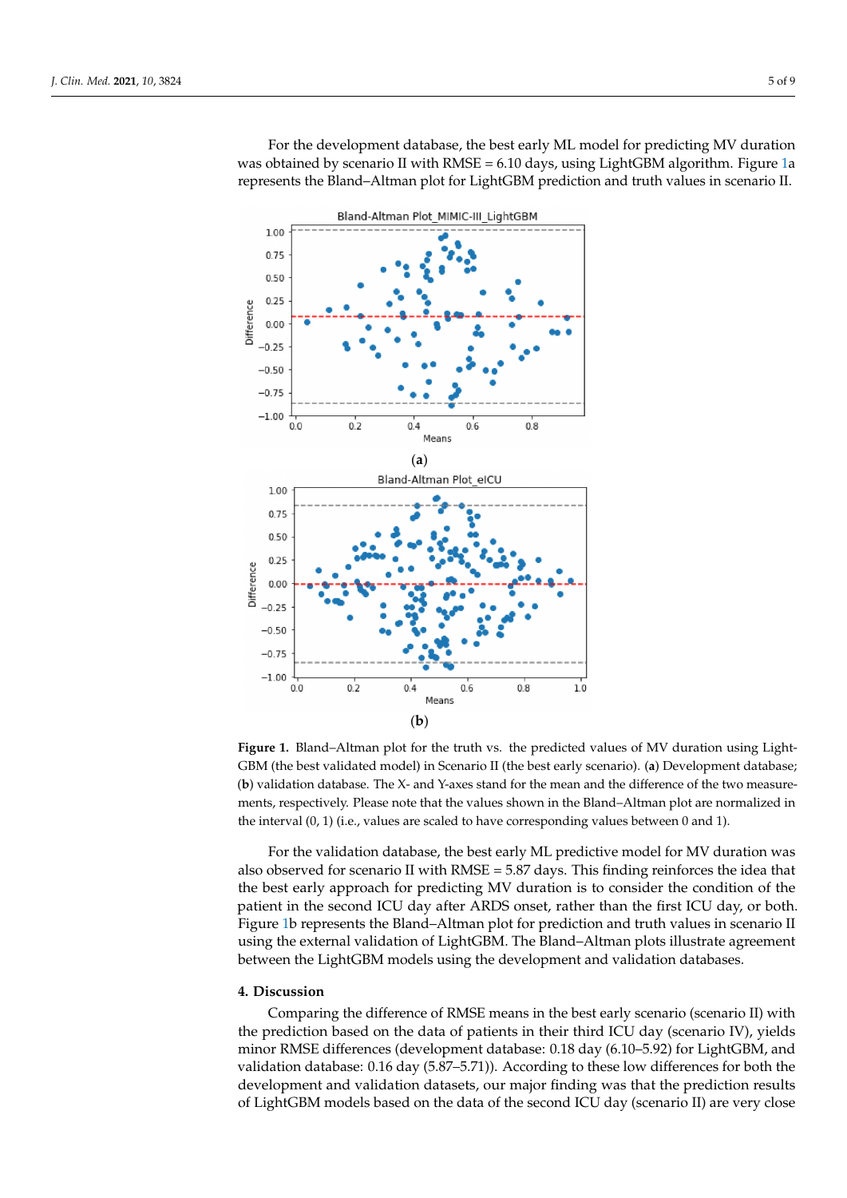For the development database, the best early ML model for predicting MV duration was obtained by scenario II with RMSE = 6.10 days, using LightGBM algorithm. Figure 1a represents the Bland–Altman plot for LightGBM prediction and truth values in scenario II.

(**a**)

(**b**)

**Figure 1.** Bland–Altman plot for the truth vs. the predicted values of MV duration using LightGBM (the best validated model) in Scenario II (the best early scenario). (**a**) Development database; (**b**) validation database. The X- and Y-axes stand for the mean and the difference of the two measurements, respectively. Please note that the values shown in the Bland–Altman plot are normalized in the interval (0, 1) (i.e., values are scaled to have corresponding values between 0 and 1).

For the validation database, the best early ML predictive model for MV duration was also observed for scenario II with RMSE = 5.87 days. This finding reinforces the idea that the best early approach for predicting MV duration is to consider the condition of the patient in the second ICU day after ARDS onset, rather than the first ICU day, or both. Figure 1b represents the Bland–Altman plot for prediction and truth values in scenario II using the external validation of LightGBM. The Bland–Altman plots illustrate agreement between the LightGBM models using the development and validation databases.

## 4. Discussion

Comparing the difference of RMSE means in the best early scenario (scenario II) with the prediction based on the data of patients in their third ICU day (scenario IV), yields minor RMSE differences (development database: 0.18 day (6.10–5.92) for LightGBM, and validation database: 0.16 day (5.87–5.71)). According to these low differences for both the development and validation datasets, our major finding was that the prediction results of LightGBM models based on the data of the second ICU day (scenario II) are very close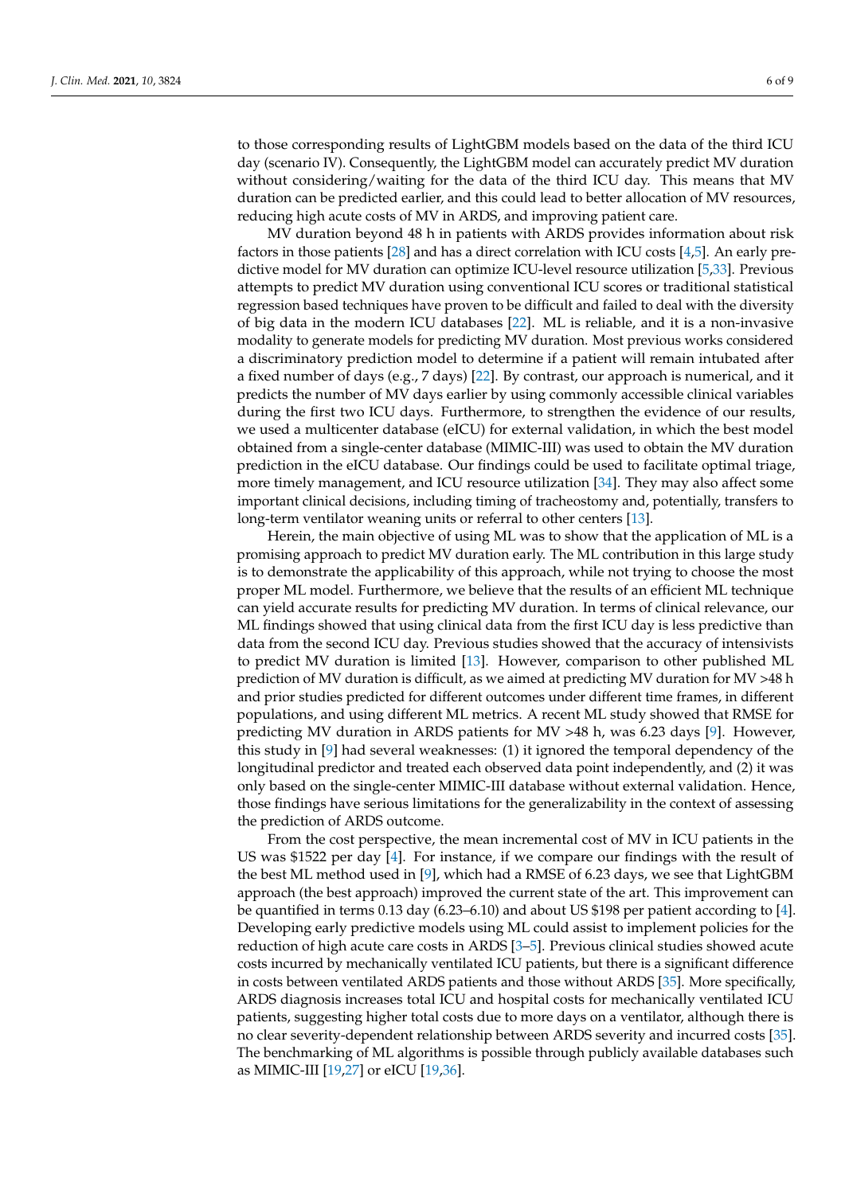to those corresponding results of LightGBM models based on the data of the third ICU day (scenario IV). Consequently, the LightGBM model can accurately predict MV duration without considering/waiting for the data of the third ICU day. This means that MV duration can be predicted earlier, and this could lead to better allocation of MV resources, reducing high acute costs of MV in ARDS, and improving patient care.

MV duration beyond 48 h in patients with ARDS provides information about risk factors in those patients [28] and has a direct correlation with ICU costs [4,5]. An early predictive model for MV duration can optimize ICU-level resource utilization [5,33]. Previous attempts to predict MV duration using conventional ICU scores or traditional statistical regression based techniques have proven to be difficult and failed to deal with the diversity of big data in the modern ICU databases [22]. ML is reliable, and it is a non-invasive modality to generate models for predicting MV duration. Most previous works considered a discriminatory prediction model to determine if a patient will remain intubated after a fixed number of days (e.g., 7 days) [22]. By contrast, our approach is numerical, and it predicts the number of MV days earlier by using commonly accessible clinical variables during the first two ICU days. Furthermore, to strengthen the evidence of our results, we used a multicenter database (eICU) for external validation, in which the best model obtained from a single-center database (MIMIC-III) was used to obtain the MV duration prediction in the eICU database. Our findings could be used to facilitate optimal triage, more timely management, and ICU resource utilization [34]. They may also affect some important clinical decisions, including timing of tracheostomy and, potentially, transfers to long-term ventilator weaning units or referral to other centers [13].

Herein, the main objective of using ML was to show that the application of ML is a promising approach to predict MV duration early. The ML contribution in this large study is to demonstrate the applicability of this approach, while not trying to choose the most proper ML model. Furthermore, we believe that the results of an efficient ML technique can yield accurate results for predicting MV duration. In terms of clinical relevance, our ML findings showed that using clinical data from the first ICU day is less predictive than data from the second ICU day. Previous studies showed that the accuracy of intensivists to predict MV duration is limited [13]. However, comparison to other published ML prediction of MV duration is difficult, as we aimed at predicting MV duration for MV >48 h and prior studies predicted for different outcomes under different time frames, in different populations, and using different ML metrics. A recent ML study showed that RMSE for predicting MV duration in ARDS patients for MV >48 h, was 6.23 days [9]. However, this study in [9] had several weaknesses: (1) it ignored the temporal dependency of the longitudinal predictor and treated each observed data point independently, and (2) it was only based on the single-center MIMIC-III database without external validation. Hence, those findings have serious limitations for the generalizability in the context of assessing the prediction of ARDS outcome.

From the cost perspective, the mean incremental cost of MV in ICU patients in the US was $1522 per day [4]. For instance, if we compare our findings with the result of the best ML method used in [9], which had a RMSE of 6.23 days, we see that LightGBM approach (the best approach) improved the current state of the art. This improvement can be quantified in terms 0.13 day (6.23–6.10) and about US $198 per patient according to [4]. Developing early predictive models using ML could assist to implement policies for the reduction of high acute care costs in ARDS [3–5]. Previous clinical studies showed acute costs incurred by mechanically ventilated ICU patients, but there is a significant difference in costs between ventilated ARDS patients and those without ARDS [35]. More specifically, ARDS diagnosis increases total ICU and hospital costs for mechanically ventilated ICU patients, suggesting higher total costs due to more days on a ventilator, although there is no clear severity-dependent relationship between ARDS severity and incurred costs [35]. The benchmarking of ML algorithms is possible through publicly available databases such as MIMIC-III [19,27] or eICU [19,36].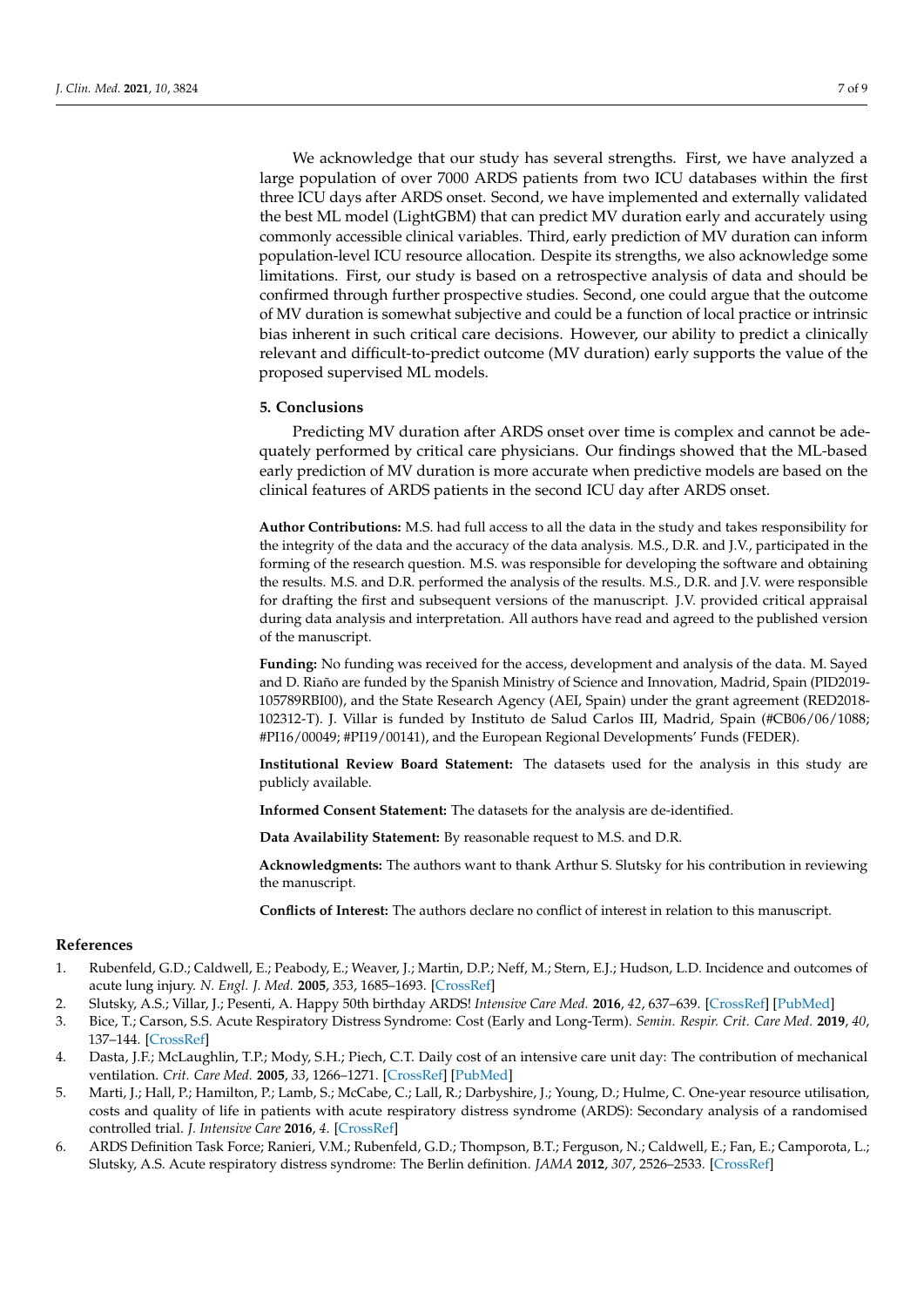We acknowledge that our study has several strengths. First, we have analyzed a large population of over 7000 ARDS patients from two ICU databases within the first three ICU days after ARDS onset. Second, we have implemented and externally validated the best ML model (LightGBM) that can predict MV duration early and accurately using commonly accessible clinical variables. Third, early prediction of MV duration can inform population-level ICU resource allocation. Despite its strengths, we also acknowledge some limitations. First, our study is based on a retrospective analysis of data and should be confirmed through further prospective studies. Second, one could argue that the outcome of MV duration is somewhat subjective and could be a function of local practice or intrinsic bias inherent in such critical care decisions. However, our ability to predict a clinically relevant and difficult-to-predict outcome (MV duration) early supports the value of the proposed supervised ML models.

## 5. Conclusions

Predicting MV duration after ARDS onset over time is complex and cannot be adequately performed by critical care physicians. Our findings showed that the ML-based early prediction of MV duration is more accurate when predictive models are based on the clinical features of ARDS patients in the second ICU day after ARDS onset.

**Author Contributions:** M.S. had full access to all the data in the study and takes responsibility for the integrity of the data and the accuracy of the data analysis. M.S., D.R. and J.V., participated in the forming of the research question. M.S. was responsible for developing the software and obtaining the results. M.S. and D.R. performed the analysis of the results. M.S., D.R. and J.V. were responsible for drafting the first and subsequent versions of the manuscript. J.V. provided critical appraisal during data analysis and interpretation. All authors have read and agreed to the published version of the manuscript.

**Funding:** No funding was received for the access, development and analysis of the data. M. Sayed and D. Riaño are funded by the Spanish Ministry of Science and Innovation, Madrid, Spain (PID2019-105789RBI00), and the State Research Agency (AEI, Spain) under the grant agreement (RED2018-102312-T). J. Villar is funded by Instituto de Salud Carlos III, Madrid, Spain (#CB06/06/1088; #PI16/00049; #PI19/00141), and the European Regional Developments' Funds (FEDER).

**Institutional Review Board Statement:** The datasets used for the analysis in this study are publicly available.

**Informed Consent Statement:** The datasets for the analysis are de-identified.

**Data Availability Statement:** By reasonable request to M.S. and D.R.

**Acknowledgments:** The authors want to thank Arthur S. Slutsky for his contribution in reviewing the manuscript.

**Conflicts of Interest:** The authors declare no conflict of interest in relation to this manuscript.

## References

1. Rubenfeld, G.D.; Caldwell, E.; Peabody, E.; Weaver, J.; Martin, D.P.; Neff, M.; Stern, E.J.; Hudson, L.D. Incidence and outcomes of acute lung injury. *N. Engl. J. Med.* **2005**, *353*, 1685–1693. [CrossRef]
2. Slutsky, A.S.; Villar, J.; Pesenti, A. Happy 50th birthday ARDS! *Intensive Care Med.* **2016**, *42*, 637–639. [CrossRef] [PubMed]
3. Bice, T.; Carson, S.S. Acute Respiratory Distress Syndrome: Cost (Early and Long-Term). *Semin. Respir. Crit. Care Med.* **2019**, *40*, 137–144. [CrossRef]
4. Dasta, J.F.; McLaughlin, T.P.; Mody, S.H.; Piech, C.T. Daily cost of an intensive care unit day: The contribution of mechanical ventilation. *Crit. Care Med.* **2005**, *33*, 1266–1271. [CrossRef] [PubMed]
5. Marti, J.; Hall, P.; Hamilton, P.; Lamb, S.; McCabe, C.; Lall, R.; Darbyshire, J.; Young, D.; Hulme, C. One-year resource utilisation, costs and quality of life in patients with acute respiratory distress syndrome (ARDS): Secondary analysis of a randomised controlled trial. *J. Intensive Care* **2016**, *4*. [CrossRef]
6. ARDS Definition Task Force; Ranieri, V.M.; Rubenfeld, G.D.; Thompson, B.T.; Ferguson, N.; Caldwell, E.; Fan, E.; Camporota, L.; Slutsky, A.S. Acute respiratory distress syndrome: The Berlin definition. *JAMA* **2012**, *307*, 2526–2533. [CrossRef]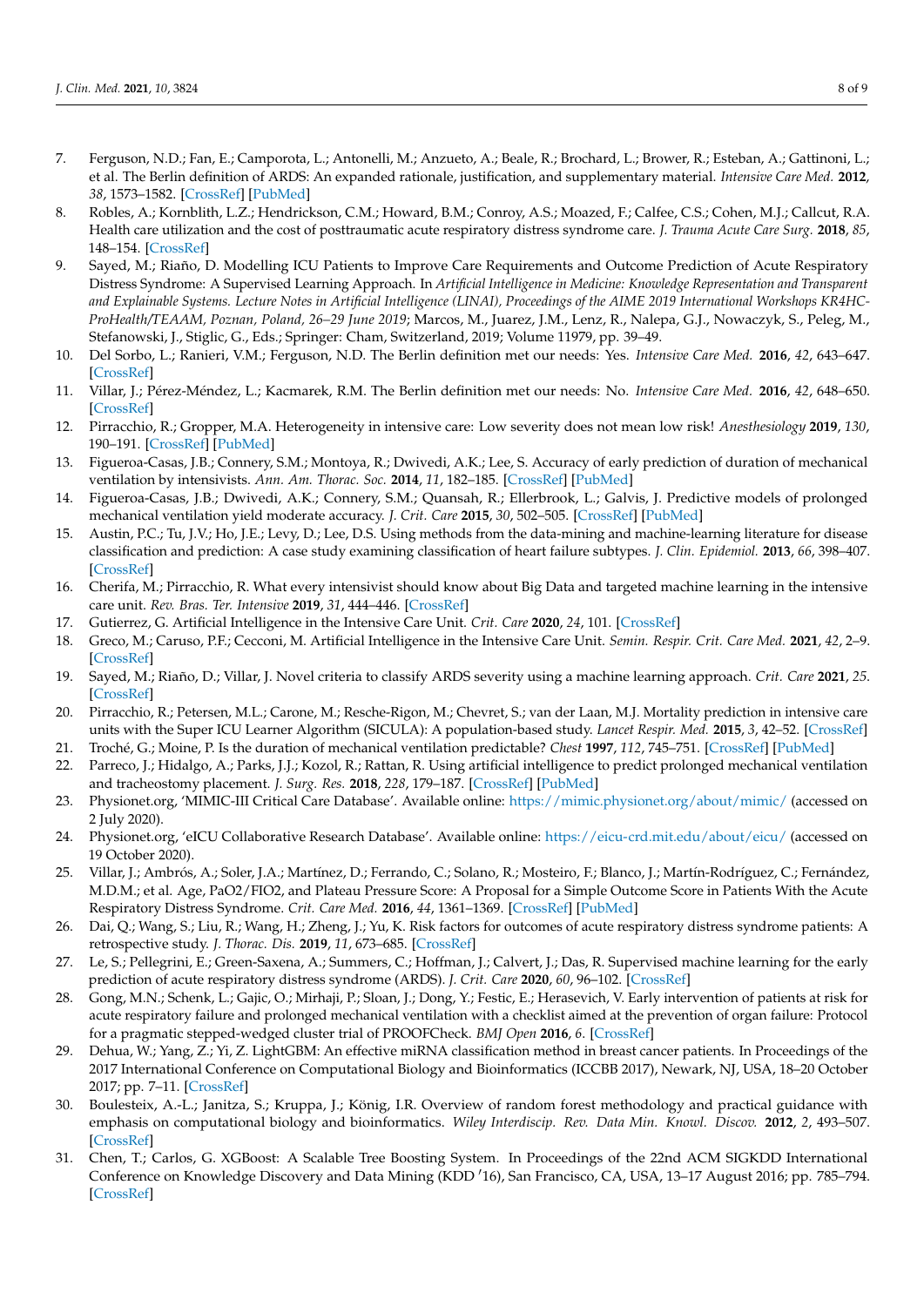7. Ferguson, N.D.; Fan, E.; Camporota, L.; Antonelli, M.; Anzueto, A.; Beale, R.; Brochard, L.; Brower, R.; Esteban, A.; Gattinoni, L.; et al. The Berlin definition of ARDS: An expanded rationale, justification, and supplementary material. *Intensive Care Med.* **2012**, *38*, 1573–1582. [CrossRef] [PubMed]
8. Robles, A.; Kornblith, L.Z.; Hendrickson, C.M.; Howard, B.M.; Conroy, A.S.; Moazed, F.; Calfee, C.S.; Cohen, M.J.; Callcut, R.A. Health care utilization and the cost of posttraumatic acute respiratory distress syndrome care. *J. Trauma Acute Care Surg.* **2018**, *85*, 148–154. [CrossRef]
9. Sayed, M.; Riaño, D. Modelling ICU Patients to Improve Care Requirements and Outcome Prediction of Acute Respiratory Distress Syndrome: A Supervised Learning Approach. In *Artificial Intelligence in Medicine: Knowledge Representation and Transparent and Explainable Systems. Lecture Notes in Artificial Intelligence (LINAI), Proceedings of the AIME 2019 International Workshops KR4HC-ProHealth/TEAAM, Poznan, Poland, 26–29 June 2019*; Marcos, M., Juarez, J.M., Lenz, R., Nalepa, G.J., Nowaczyk, S., Peleg, M., Stefanowski, J., Stiglic, G., Eds.; Springer: Cham, Switzerland, 2019; Volume 11979, pp. 39–49.
10. Del Sorbo, L.; Ranieri, V.M.; Ferguson, N.D. The Berlin definition met our needs: Yes. *Intensive Care Med.* **2016**, *42*, 643–647. [CrossRef]
11. Villar, J.; Pérez-Méndez, L.; Kacmarek, R.M. The Berlin definition met our needs: No. *Intensive Care Med.* **2016**, *42*, 648–650. [CrossRef]
12. Pirracchio, R.; Gropper, M.A. Heterogeneity in intensive care: Low severity does not mean low risk! *Anesthesiology* **2019**, *130*, 190–191. [CrossRef] [PubMed]
13. Figueroa-Casas, J.B.; Connery, S.M.; Montoya, R.; Dwivedi, A.K.; Lee, S. Accuracy of early prediction of duration of mechanical ventilation by intensivists. *Ann. Am. Thorac. Soc.* **2014**, *11*, 182–185. [CrossRef] [PubMed]
14. Figueroa-Casas, J.B.; Dwivedi, A.K.; Connery, S.M.; Quansah, R.; Ellerbrook, L.; Galvis, J. Predictive models of prolonged mechanical ventilation yield moderate accuracy. *J. Crit. Care* **2015**, *30*, 502–505. [CrossRef] [PubMed]
15. Austin, P.C.; Tu, J.V.; Ho, J.E.; Levy, D.; Lee, D.S. Using methods from the data-mining and machine-learning literature for disease classification and prediction: A case study examining classification of heart failure subtypes. *J. Clin. Epidemiol.* **2013**, *66*, 398–407. [CrossRef]
16. Cherifa, M.; Pirracchio, R. What every intensivist should know about Big Data and targeted machine learning in the intensive care unit. *Rev. Bras. Ter. Intensive* **2019**, *31*, 444–446. [CrossRef]
17. Gutierrez, G. Artificial Intelligence in the Intensive Care Unit. *Crit. Care* **2020**, *24*, 101. [CrossRef]
18. Greco, M.; Caruso, P.F.; Cecconi, M. Artificial Intelligence in the Intensive Care Unit. *Semin. Respir. Crit. Care Med.* **2021**, *42*, 2–9. [CrossRef]
19. Sayed, M.; Riaño, D.; Villar, J. Novel criteria to classify ARDS severity using a machine learning approach. *Crit. Care* **2021**, *25*. [CrossRef]
20. Pirracchio, R.; Petersen, M.L.; Carone, M.; Resche-Rigon, M.; Chevret, S.; van der Laan, M.J. Mortality prediction in intensive care units with the Super ICU Learner Algorithm (SICULA): A population-based study. *Lancet Respir. Med.* **2015**, *3*, 42–52. [CrossRef]
21. Troché, G.; Moine, P. Is the duration of mechanical ventilation predictable? *Chest* **1997**, *112*, 745–751. [CrossRef] [PubMed]
22. Parreco, J.; Hidalgo, A.; Parks, J.J.; Kozol, R.; Rattan, R. Using artificial intelligence to predict prolonged mechanical ventilation and tracheostomy placement. *J. Surg. Res.* **2018**, *228*, 179–187. [CrossRef] [PubMed]
23. Physionet.org, 'MIMIC-III Critical Care Database'. Available online: https://mimic.physionet.org/about/mimic/ (accessed on 2 July 2020).
24. Physionet.org, 'eICU Collaborative Research Database'. Available online: https://eicu-crd.mit.edu/about/eicu/ (accessed on 19 October 2020).
25. Villar, J.; Ambrós, A.; Soler, J.A.; Martínez, D.; Ferrando, C.; Solano, R.; Mosteiro, F.; Blanco, J.; Martín-Rodríguez, C.; Fernández, M.D.M.; et al. Age, PaO2/FIO2, and Plateau Pressure Score: A Proposal for a Simple Outcome Score in Patients With the Acute Respiratory Distress Syndrome. *Crit. Care Med.* **2016**, *44*, 1361–1369. [CrossRef] [PubMed]
26. Dai, Q.; Wang, S.; Liu, R.; Wang, H.; Zheng, J.; Yu, K. Risk factors for outcomes of acute respiratory distress syndrome patients: A retrospective study. *J. Thorac. Dis.* **2019**, *11*, 673–685. [CrossRef]
27. Le, S.; Pellegrini, E.; Green-Saxena, A.; Summers, C.; Hoffman, J.; Calvert, J.; Das, R. Supervised machine learning for the early prediction of acute respiratory distress syndrome (ARDS). *J. Crit. Care* **2020**, *60*, 96–102. [CrossRef]
28. Gong, M.N.; Schenk, L.; Gajic, O.; Mirhaji, P.; Sloan, J.; Dong, Y.; Festic, E.; Herasevich, V. Early intervention of patients at risk for acute respiratory failure and prolonged mechanical ventilation with a checklist aimed at the prevention of organ failure: Protocol for a pragmatic stepped-wedged cluster trial of PROOFCheck. *BMJ Open* **2016**, *6*. [CrossRef]
29. Dehua, W.; Yang, Z.; Yi, Z. LightGBM: An effective miRNA classification method in breast cancer patients. In Proceedings of the 2017 International Conference on Computational Biology and Bioinformatics (ICCBB 2017), Newark, NJ, USA, 18–20 October 2017; pp. 7–11. [CrossRef]
30. Boulesteix, A.-L.; Janitza, S.; Kruppa, J.; König, I.R. Overview of random forest methodology and practical guidance with emphasis on computational biology and bioinformatics. *Wiley Interdiscip. Rev. Data Min. Knowl. Discov.* **2012**, *2*, 493–507. [CrossRef]
31. Chen, T.; Carlos, G. XGBoost: A Scalable Tree Boosting System. In Proceedings of the 22nd ACM SIGKDD International Conference on Knowledge Discovery and Data Mining (KDD '16), San Francisco, CA, USA, 13–17 August 2016; pp. 785–794. [CrossRef]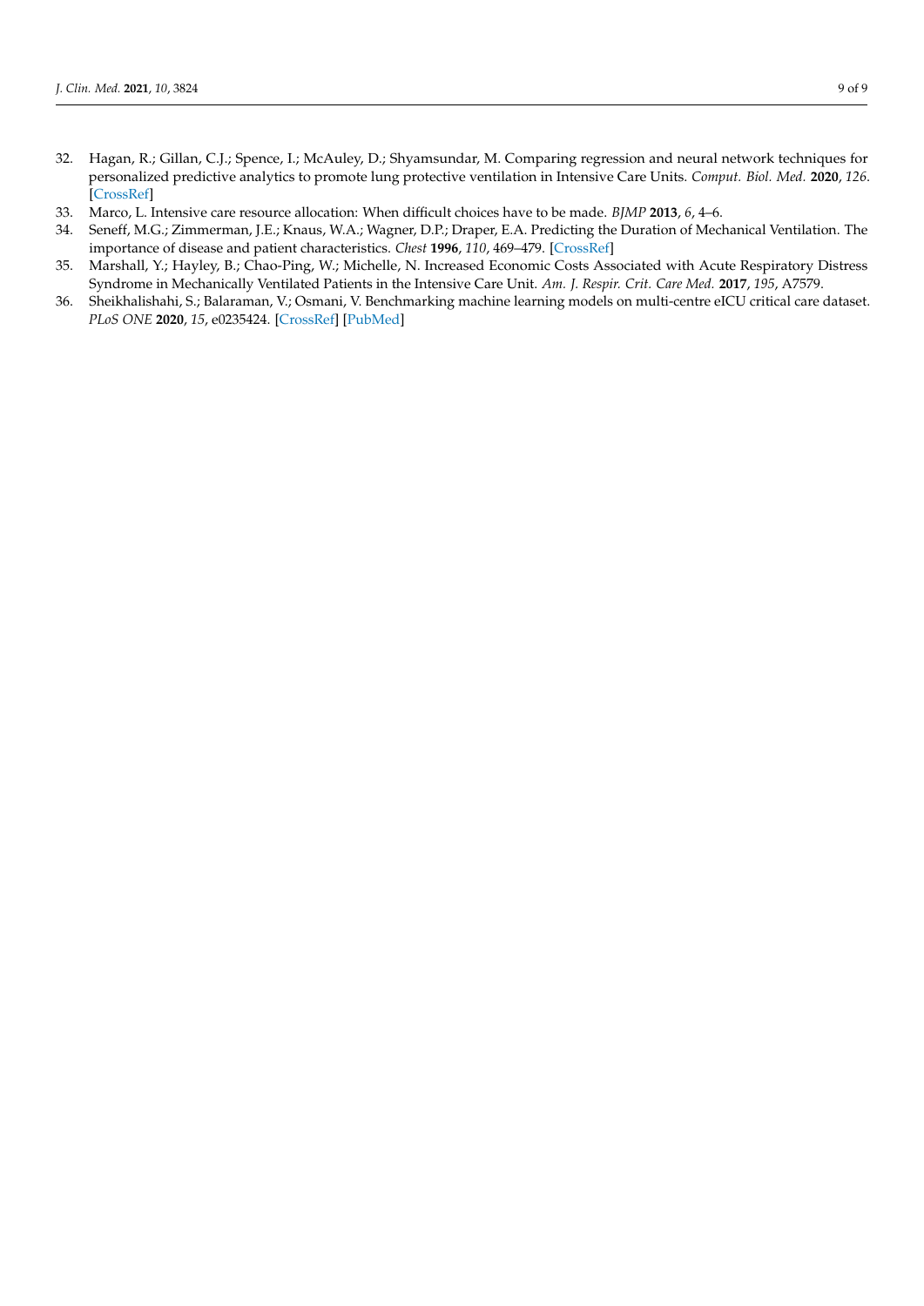32. Hagan, R.; Gillan, C.J.; Spence, I.; McAuley, D.; Shyamsundar, M. Comparing regression and neural network techniques for personalized predictive analytics to promote lung protective ventilation in Intensive Care Units. *Comput. Biol. Med.* **2020**, *126*. [CrossRef]
33. Marco, L. Intensive care resource allocation: When difficult choices have to be made. *BJMP* **2013**, *6*, 4–6.
34. Seneff, M.G.; Zimmerman, J.E.; Knaus, W.A.; Wagner, D.P.; Draper, E.A. Predicting the Duration of Mechanical Ventilation. The importance of disease and patient characteristics. *Chest* **1996**, *110*, 469–479. [CrossRef]
35. Marshall, Y.; Hayley, B.; Chao-Ping, W.; Michelle, N. Increased Economic Costs Associated with Acute Respiratory Distress Syndrome in Mechanically Ventilated Patients in the Intensive Care Unit. *Am. J. Respir. Crit. Care Med.* **2017**, *195*, A7579.
36. Sheikhalishahi, S.; Balaraman, V.; Osmani, V. Benchmarking machine learning models on multi-centre eICU critical care dataset. *PLoS ONE* **2020**, *15*, e0235424. [CrossRef] [PubMed]